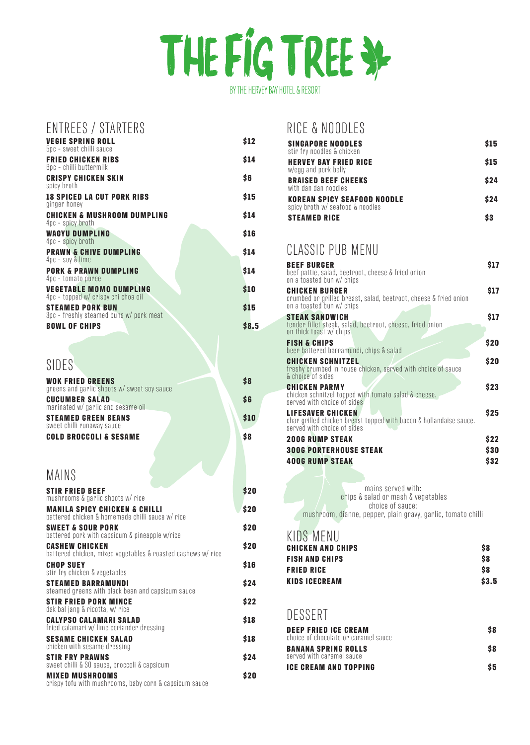# THE FIG TREE

BY THE HERVEY BAY HOTEL & RESORT

## ENTREES / STARTERS

**VEGIE SPRING ROLL** — $12
5pc - sweet chilli sauce

**FRIED CHICKEN RIBS** — $14
6pc - chilli buttermilk

**CRISPY CHICKEN SKIN** — $6
spicy broth

**18 SPICED LA CUT PORK RIBS** — $15
ginger honey

**CHICKEN & MUSHROOM DUMPLING** — $14
4pc - spicy broth

**WAGYU DUMPLING** — $16
4pc - spicy broth

**PRAWN & CHIVE DUMPLING** — $14
4pc - soy & lime

**PORK & PRAWN DUMPLING** — $14
4pc - tomato puree

**VEGETABLE MOMO DUMPLING** — $10
4pc - topped w/ crispy chi choa oil

**STEAMED PORK BUN** — $15
3pc - freshly steamed buns w/ pork meat

**BOWL OF CHIPS** — $8.5

## SIDES

**WOK FRIED GREENS** — $8
greens and garlic shoots w/ sweet soy sauce

**CUCUMBER SALAD** — $6
marinated w/ garlic and sesame oil

**STEAMED GREEN BEANS** — $10
sweet chilli runaway sauce

**COLD BROCCOLI & SESAME** — $8

## MAINS

**STIR FRIED BEEF** — $20
mushrooms & garlic shoots w/ rice

**MANILA SPICY CHICKEN & CHILLI** — $20
battered chicken & homemade chilli sauce w/ rice

**SWEET & SOUR PORK** — $20
battered pork with capsicum & pineapple w/rice

**CASHEW CHICKEN** — $20
battered chicken, mixed vegetables & roasted cashews w/ rice

**CHOP SUEY** — $16
stir fry chicken & vegetables

**STEAMED BARRAMUNDI** — $24
steamed greens with black bean and capsicum sauce

**STIR FRIED PORK MINCE** — $22
dak bal jang & ricotta, w/ rice

**CALYPSO CALAMARI SALAD** — $18
fried calamari w/ lime coriander dressing

**SESAME CHICKEN SALAD** — $18
chicken with sesame dressing

**STIR FRY PRAWNS** — $24
sweet chilli & SO sauce, broccoli & capsicum

**MIXED MUSHROOMS** — $20
crispy tofu with mushrooms, baby corn & capsicum sauce

## RICE & NOODLES

**SINGAPORE NOODLES** — $15
stir fry noodles & chicken

**HERVEY BAY FRIED RICE** — $15
w/egg and pork belly

**BRAISED BEEF CHEEKS** — $24
with dan dan noodles

**KOREAN SPICY SEAFOOD NOODLE** — $24
spicy broth w/ seafood & noodles

**STEAMED RICE** — $3

## CLASSIC PUB MENU

**BEEF BURGER** — $17
beef pattie, salad, beetroot, cheese & fried onion on a toasted bun w/ chips

**CHICKEN BURGER** — $17
crumbed or grilled breast, salad, beetroot, cheese & fried onion on a toasted bun w/ chips

**STEAK SANDWICH** — $17
tender fillet steak, salad, beetroot, cheese, fried onion on thick toast w/ chips

**FISH & CHIPS** — $20
beer battered barramundi, chips & salad

**CHICKEN SCHNITZEL** — $20
freshy crumbed in house chicken, served with choice of sauce & choice of sides

**CHICKEN PARMY** — $23
chicken schnitzel topped with tomato salad & cheese. served with choice of sides

**LIFESAVER CHICKEN** — $25
char grilled chicken breast topped with bacon & hollandaise sauce. served with choice of sides

**200G RUMP STEAK** — $22

**300G PORTERHOUSE STEAK** — $30

**400G RUMP STEAK** — $32

mains served with:
chips & salad or mash & vegetables
choice of sauce:
mushroom, dianne, pepper, plain gravy, garlic, tomato chilli

## KIDS MENU

**CHICKEN AND CHIPS** — $8

**FISH AND CHIPS** — $8

**FRIED RICE** — $8

**KIDS ICECREAM** — $3.5

## DESSERT

**DEEP FRIED ICE CREAM** — $8
choice of chocolate or caramel sauce

**BANANA SPRING ROLLS** — $8
served with caramel sauce

**ICE CREAM AND TOPPING** — $5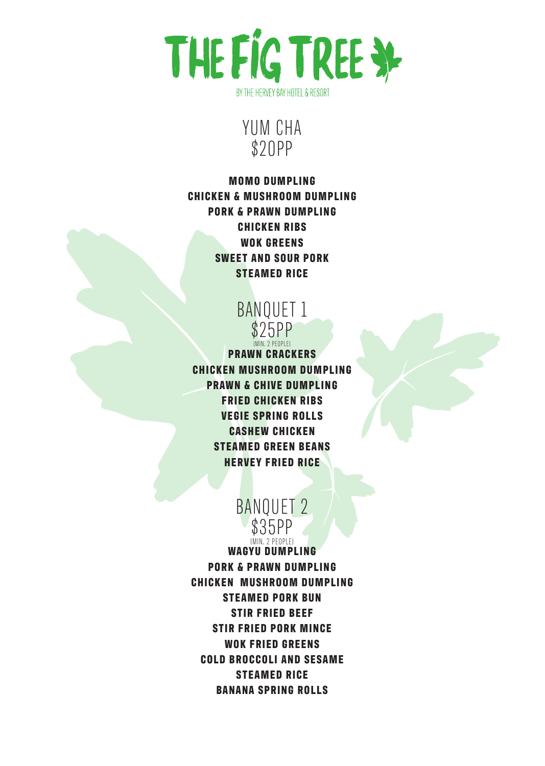# THE FIG TREE

BY THE HERVEY BAY HOTEL & RESORT

## YUM CHA
## $20PP

**MOMO DUMPLING**
**CHICKEN & MUSHROOM DUMPLING**
**PORK & PRAWN DUMPLING**
**CHICKEN RIBS**
**WOK GREENS**
**SWEET AND SOUR PORK**
**STEAMED RICE**

## BANQUET 1
## $25PP

(MIN. 2 PEOPLE)

**PRAWN CRACKERS**
**CHICKEN MUSHROOM DUMPLING**
**PRAWN & CHIVE DUMPLING**
**FRIED CHICKEN RIBS**
**VEGIE SPRING ROLLS**
**CASHEW CHICKEN**
**STEAMED GREEN BEANS**
**HERVEY FRIED RICE**

## BANQUET 2
## $35PP

(MIN. 2 PEOPLE)

**WAGYU DUMPLING**
**PORK & PRAWN DUMPLING**
**CHICKEN MUSHROOM DUMPLING**
**STEAMED PORK BUN**
**STIR FRIED BEEF**
**STIR FRIED PORK MINCE**
**WOK FRIED GREENS**
**COLD BROCCOLI AND SESAME**
**STEAMED RICE**
**BANANA SPRING ROLLS**